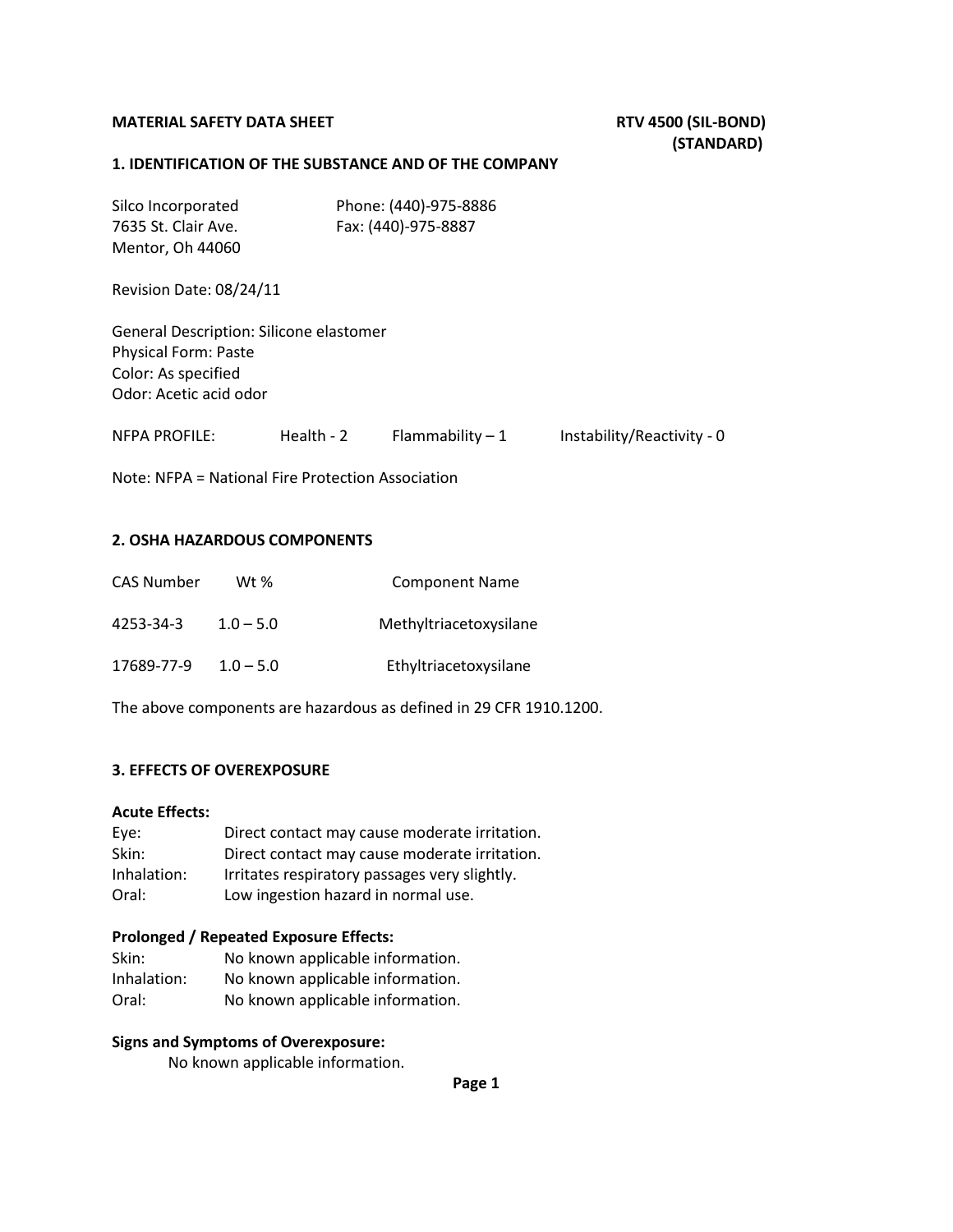**MATERIAL SAFETY DATA SHEET** **RTV 4500 (SIL-BOND) (STANDARD)**

## 1. IDENTIFICATION OF THE SUBSTANCE AND OF THE COMPANY

Silco Incorporated
7635 St. Clair Ave.
Mentor, Oh 44060

Phone: (440)-975-8886
Fax: (440)-975-8887

Revision Date: 08/24/11

General Description: Silicone elastomer
Physical Form: Paste
Color: As specified
Odor: Acetic acid odor

NFPA PROFILE: Health - 2 Flammability – 1 Instability/Reactivity - 0

Note: NFPA = National Fire Protection Association

## 2. OSHA HAZARDOUS COMPONENTS

| CAS Number | Wt % | Component Name |
|---|---|---|
| 4253-34-3 | 1.0 – 5.0 | Methyltriacetoxysilane |
| 17689-77-9 | 1.0 – 5.0 | Ethyltriacetoxysilane |

The above components are hazardous as defined in 29 CFR 1910.1200.

## 3. EFFECTS OF OVEREXPOSURE

**Acute Effects:**

Eye: Direct contact may cause moderate irritation.
Skin: Direct contact may cause moderate irritation.
Inhalation: Irritates respiratory passages very slightly.
Oral: Low ingestion hazard in normal use.

**Prolonged / Repeated Exposure Effects:**

Skin: No known applicable information.
Inhalation: No known applicable information.
Oral: No known applicable information.

**Signs and Symptoms of Overexposure:**

No known applicable information.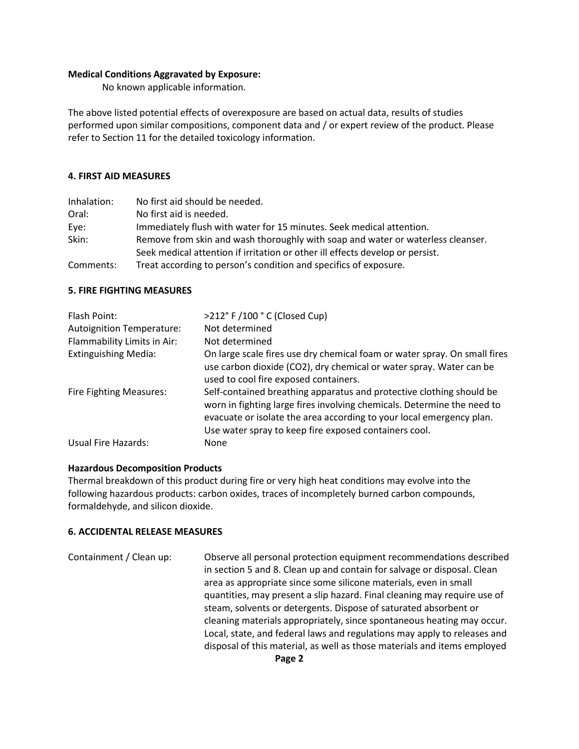**Medical Conditions Aggravated by Exposure:**

No known applicable information.

The above listed potential effects of overexposure are based on actual data, results of studies performed upon similar compositions, component data and / or expert review of the product. Please refer to Section 11 for the detailed toxicology information.

## 4. FIRST AID MEASURES

| | |
|---|---|
| Inhalation: | No first aid should be needed. |
| Oral: | No first aid is needed. |
| Eye: | Immediately flush with water for 15 minutes. Seek medical attention. |
| Skin: | Remove from skin and wash thoroughly with soap and water or waterless cleanser. Seek medical attention if irritation or other ill effects develop or persist. |
| Comments: | Treat according to person's condition and specifics of exposure. |

## 5. FIRE FIGHTING MEASURES

| | |
|---|---|
| Flash Point: | >212° F /100 ° C (Closed Cup) |
| Autoignition Temperature: | Not determined |
| Flammability Limits in Air: | Not determined |
| Extinguishing Media: | On large scale fires use dry chemical foam or water spray. On small fires use carbon dioxide ($CO_2$), dry chemical or water spray. Water can be used to cool fire exposed containers. |
| Fire Fighting Measures: | Self-contained breathing apparatus and protective clothing should be worn in fighting large fires involving chemicals. Determine the need to evacuate or isolate the area according to your local emergency plan. Use water spray to keep fire exposed containers cool. |
| Usual Fire Hazards: | None |

**Hazardous Decomposition Products**

Thermal breakdown of this product during fire or very high heat conditions may evolve into the following hazardous products: carbon oxides, traces of incompletely burned carbon compounds, formaldehyde, and silicon dioxide.

## 6. ACCIDENTAL RELEASE MEASURES

| | |
|---|---|
| Containment / Clean up: | Observe all personal protection equipment recommendations described in section 5 and 8. Clean up and contain for salvage or disposal. Clean area as appropriate since some silicone materials, even in small quantities, may present a slip hazard. Final cleaning may require use of steam, solvents or detergents. Dispose of saturated absorbent or cleaning materials appropriately, since spontaneous heating may occur. Local, state, and federal laws and regulations may apply to releases and disposal of this material, as well as those materials and items employed |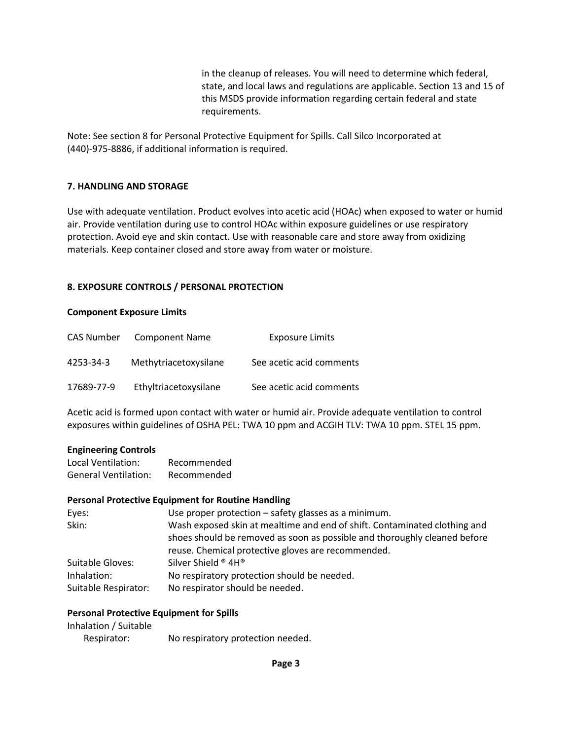in the cleanup of releases. You will need to determine which federal, state, and local laws and regulations are applicable. Section 13 and 15 of this MSDS provide information regarding certain federal and state requirements.

Note: See section 8 for Personal Protective Equipment for Spills. Call Silco Incorporated at (440)-975-8886, if additional information is required.

## 7. HANDLING AND STORAGE

Use with adequate ventilation. Product evolves into acetic acid (HOAc) when exposed to water or humid air. Provide ventilation during use to control HOAc within exposure guidelines or use respiratory protection. Avoid eye and skin contact. Use with reasonable care and store away from oxidizing materials. Keep container closed and store away from water or moisture.

## 8. EXPOSURE CONTROLS / PERSONAL PROTECTION

**Component Exposure Limits**

| CAS Number | Component Name | Exposure Limits |
|---|---|---|
| 4253-34-3 | Methytriacetoxysilane | See acetic acid comments |
| 17689-77-9 | Ethyltriacetoxysilane | See acetic acid comments |

Acetic acid is formed upon contact with water or humid air. Provide adequate ventilation to control exposures within guidelines of OSHA PEL: TWA 10 ppm and ACGIH TLV: TWA 10 ppm. STEL 15 ppm.

**Engineering Controls**

| | |
|---|---|
| Local Ventilation: | Recommended |
| General Ventilation: | Recommended |

**Personal Protective Equipment for Routine Handling**

| | |
|---|---|
| Eyes: | Use proper protection – safety glasses as a minimum. |
| Skin: | Wash exposed skin at mealtime and end of shift. Contaminated clothing and shoes should be removed as soon as possible and thoroughly cleaned before reuse. Chemical protective gloves are recommended. |
| Suitable Gloves: | Silver Shield ® 4H® |
| Inhalation: | No respiratory protection should be needed. |
| Suitable Respirator: | No respirator should be needed. |

**Personal Protective Equipment for Spills**

| | |
|---|---|
| Inhalation / Suitable Respirator: | No respiratory protection needed. |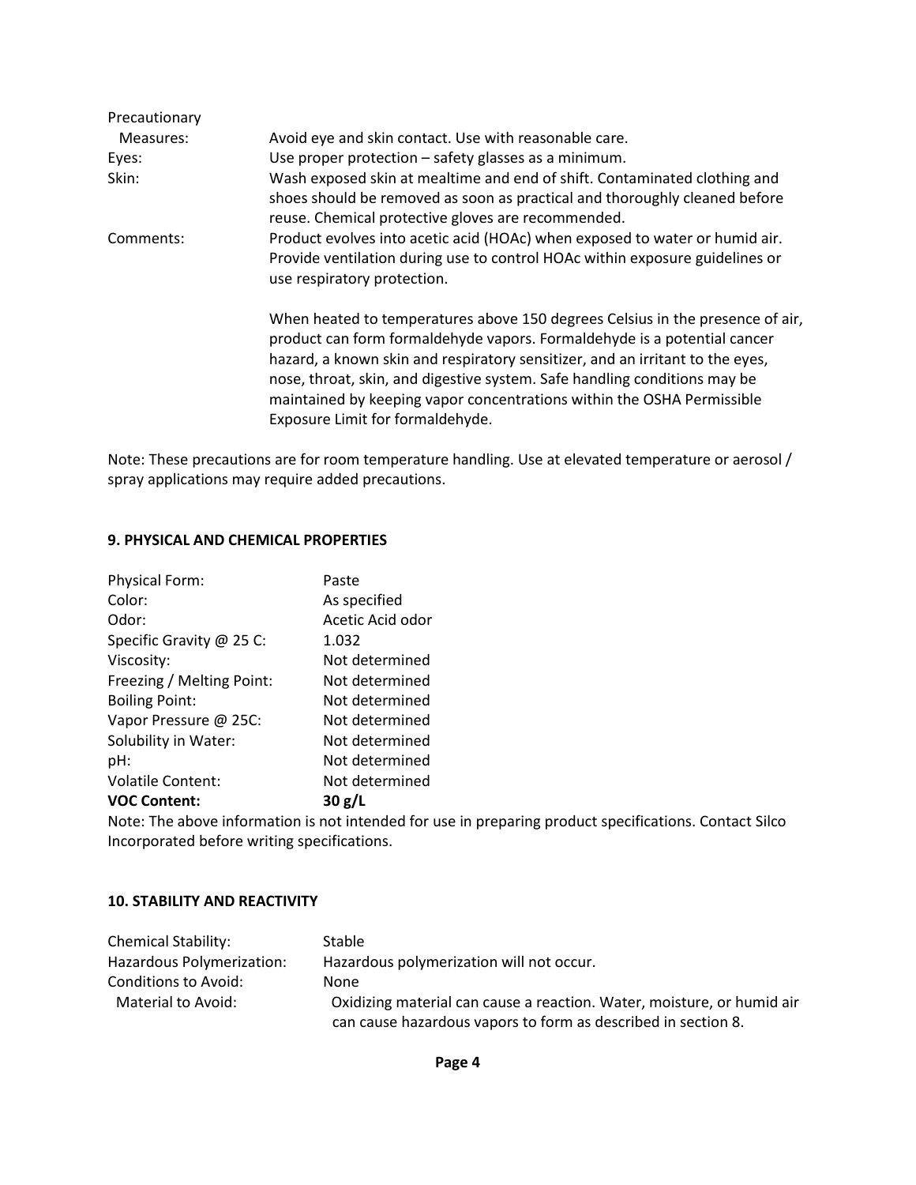| | |
|---|---|
| Precautionary Measures: | Avoid eye and skin contact. Use with reasonable care. |
| Eyes: | Use proper protection – safety glasses as a minimum. |
| Skin: | Wash exposed skin at mealtime and end of shift. Contaminated clothing and shoes should be removed as soon as practical and thoroughly cleaned before reuse. Chemical protective gloves are recommended. |
| Comments: | Product evolves into acetic acid (HOAc) when exposed to water or humid air. Provide ventilation during use to control HOAc within exposure guidelines or use respiratory protection.<br><br>When heated to temperatures above 150 degrees Celsius in the presence of air, product can form formaldehyde vapors. Formaldehyde is a potential cancer hazard, a known skin and respiratory sensitizer, and an irritant to the eyes, nose, throat, skin, and digestive system. Safe handling conditions may be maintained by keeping vapor concentrations within the OSHA Permissible Exposure Limit for formaldehyde. |

Note: These precautions are for room temperature handling. Use at elevated temperature or aerosol / spray applications may require added precautions.

## 9. PHYSICAL AND CHEMICAL PROPERTIES

| | |
|---|---|
| Physical Form: | Paste |
| Color: | As specified |
| Odor: | Acetic Acid odor |
| Specific Gravity @ 25 C: | 1.032 |
| Viscosity: | Not determined |
| Freezing / Melting Point: | Not determined |
| Boiling Point: | Not determined |
| Vapor Pressure @ 25C: | Not determined |
| Solubility in Water: | Not determined |
| pH: | Not determined |
| Volatile Content: | Not determined |
| **VOC Content:** | **30 g/L** |

Note: The above information is not intended for use in preparing product specifications. Contact Silco Incorporated before writing specifications.

## 10. STABILITY AND REACTIVITY

| | |
|---|---|
| Chemical Stability: | Stable |
| Hazardous Polymerization: | Hazardous polymerization will not occur. |
| Conditions to Avoid: | None |
| Material to Avoid: | Oxidizing material can cause a reaction. Water, moisture, or humid air can cause hazardous vapors to form as described in section 8. |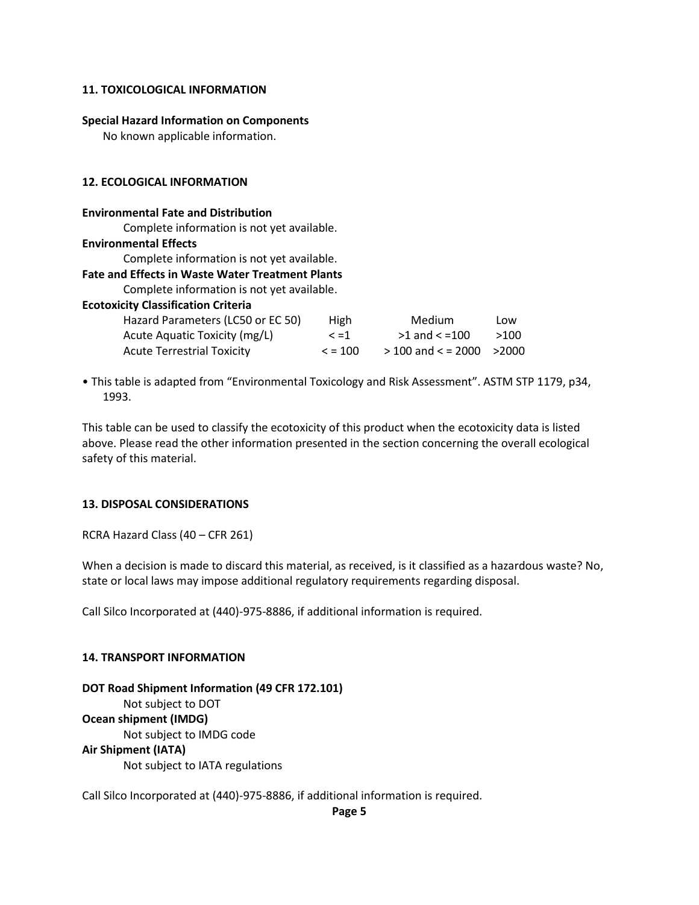## 11. TOXICOLOGICAL INFORMATION

**Special Hazard Information on Components**

No known applicable information.

## 12. ECOLOGICAL INFORMATION

**Environmental Fate and Distribution**

Complete information is not yet available.

**Environmental Effects**

Complete information is not yet available.

**Fate and Effects in Waste Water Treatment Plants**

Complete information is not yet available.

**Ecotoxicity Classification Criteria**

| Hazard Parameters (LC50 or EC 50) | High | Medium | Low |
|---|---|---|---|
| Acute Aquatic Toxicity (mg/L) | < =1 | >1 and < =100 | >100 |
| Acute Terrestrial Toxicity | < = 100 | > 100 and < = 2000 | >2000 |

• This table is adapted from "Environmental Toxicology and Risk Assessment". ASTM STP 1179, p34, 1993.

This table can be used to classify the ecotoxicity of this product when the ecotoxicity data is listed above. Please read the other information presented in the section concerning the overall ecological safety of this material.

## 13. DISPOSAL CONSIDERATIONS

RCRA Hazard Class (40 – CFR 261)

When a decision is made to discard this material, as received, is it classified as a hazardous waste? No, state or local laws may impose additional regulatory requirements regarding disposal.

Call Silco Incorporated at (440)-975-8886, if additional information is required.

## 14. TRANSPORT INFORMATION

**DOT Road Shipment Information (49 CFR 172.101)**

Not subject to DOT

**Ocean shipment (IMDG)**

Not subject to IMDG code

**Air Shipment (IATA)**

Not subject to IATA regulations

Call Silco Incorporated at (440)-975-8886, if additional information is required.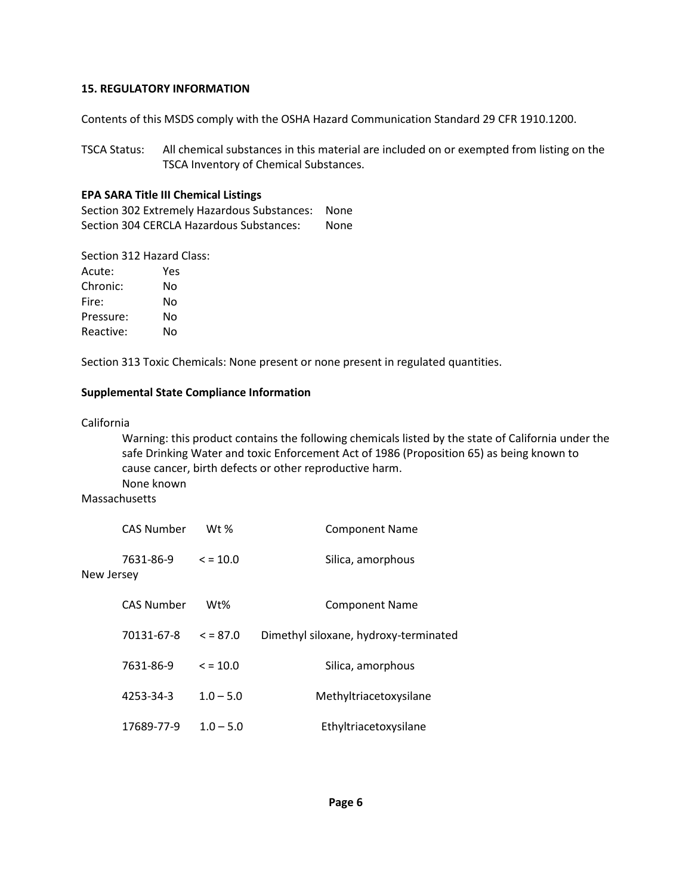**15. REGULATORY INFORMATION**

Contents of this MSDS comply with the OSHA Hazard Communication Standard 29 CFR 1910.1200.

TSCA Status: All chemical substances in this material are included on or exempted from listing on the TSCA Inventory of Chemical Substances.

**EPA SARA Title III Chemical Listings**

Section 302 Extremely Hazardous Substances: None
Section 304 CERCLA Hazardous Substances: None

Section 312 Hazard Class:

| | |
|---|---|
| Acute: | Yes |
| Chronic: | No |
| Fire: | No |
| Pressure: | No |
| Reactive: | No |

Section 313 Toxic Chemicals: None present or none present in regulated quantities.

**Supplemental State Compliance Information**

California

Warning: this product contains the following chemicals listed by the state of California under the safe Drinking Water and toxic Enforcement Act of 1986 (Proposition 65) as being known to cause cancer, birth defects or other reproductive harm.

None known

Massachusetts

| CAS Number | Wt % | Component Name |
|---|---|---|
| 7631-86-9 | < = 10.0 | Silica, amorphous |

New Jersey

| CAS Number | Wt% | Component Name |
|---|---|---|
| 70131-67-8 | < = 87.0 | Dimethyl siloxane, hydroxy-terminated |
| 7631-86-9 | < = 10.0 | Silica, amorphous |
| 4253-34-3 | 1.0 – 5.0 | Methyltriacetoxysilane |
| 17689-77-9 | 1.0 – 5.0 | Ethyltriacetoxysilane |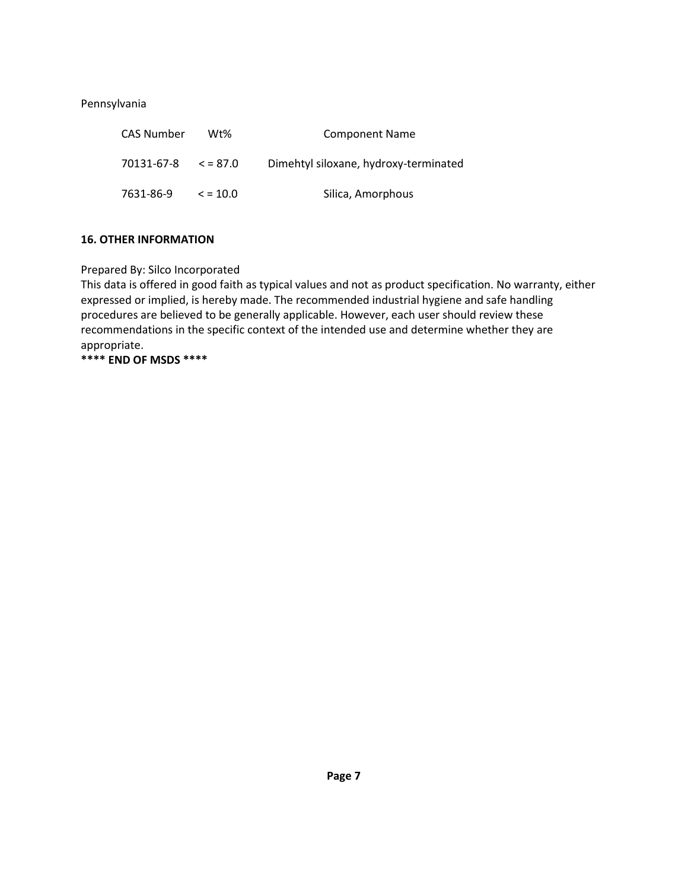Pennsylvania

| CAS Number | Wt% | Component Name |
|---|---|---|
| 70131-67-8 | < = 87.0 | Dimehtyl siloxane, hydroxy-terminated |
| 7631-86-9 | < = 10.0 | Silica, Amorphous |

**16. OTHER INFORMATION**

Prepared By: Silco Incorporated
This data is offered in good faith as typical values and not as product specification. No warranty, either expressed or implied, is hereby made. The recommended industrial hygiene and safe handling procedures are believed to be generally applicable. However, each user should review these recommendations in the specific context of the intended use and determine whether they are appropriate.

**\*\*\*\* END OF MSDS \*\*\*\***